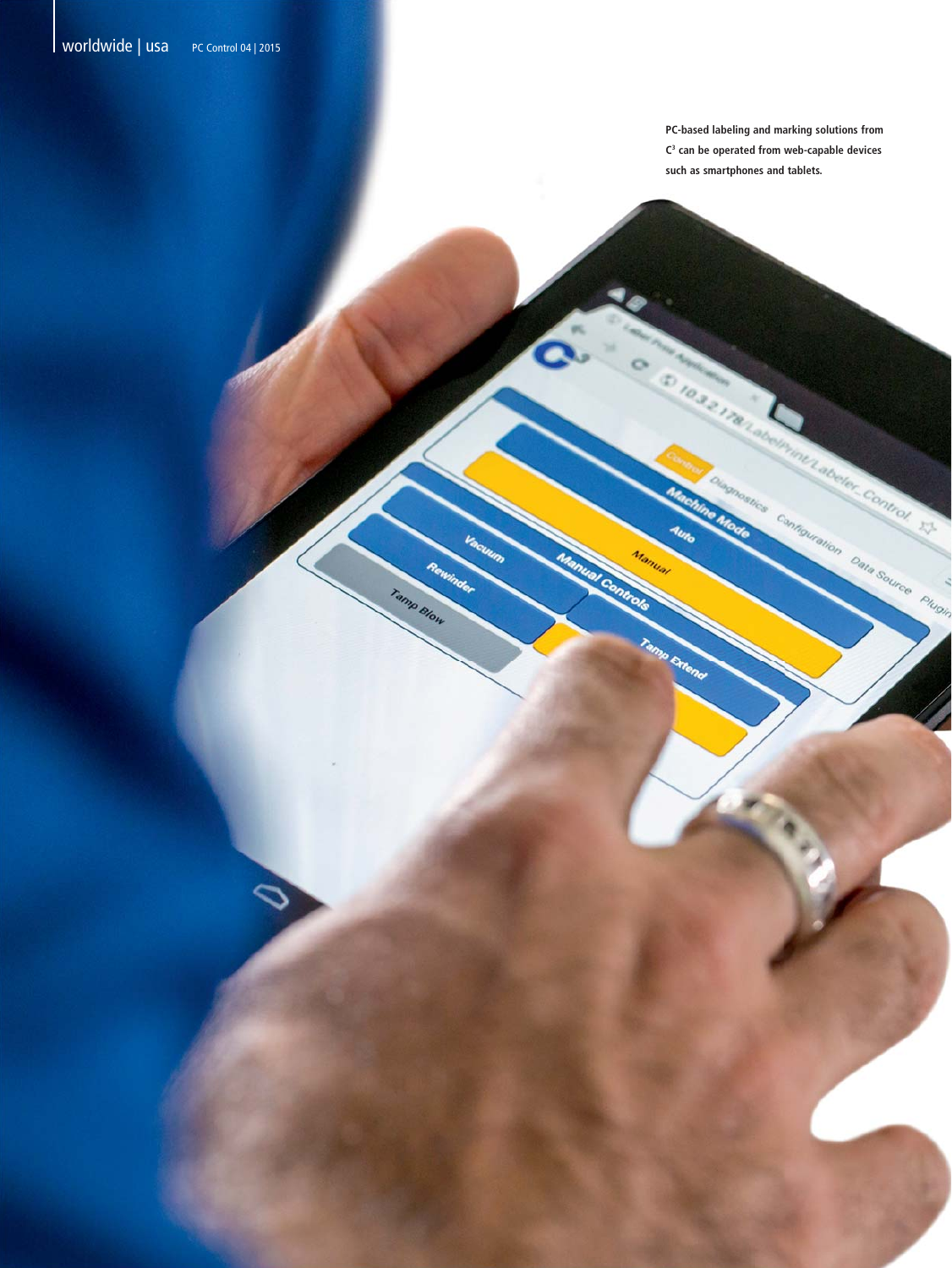PC-based labeling and marking solutions from $C^3$ can be operated from web-capable devices such as smartphones and tablets.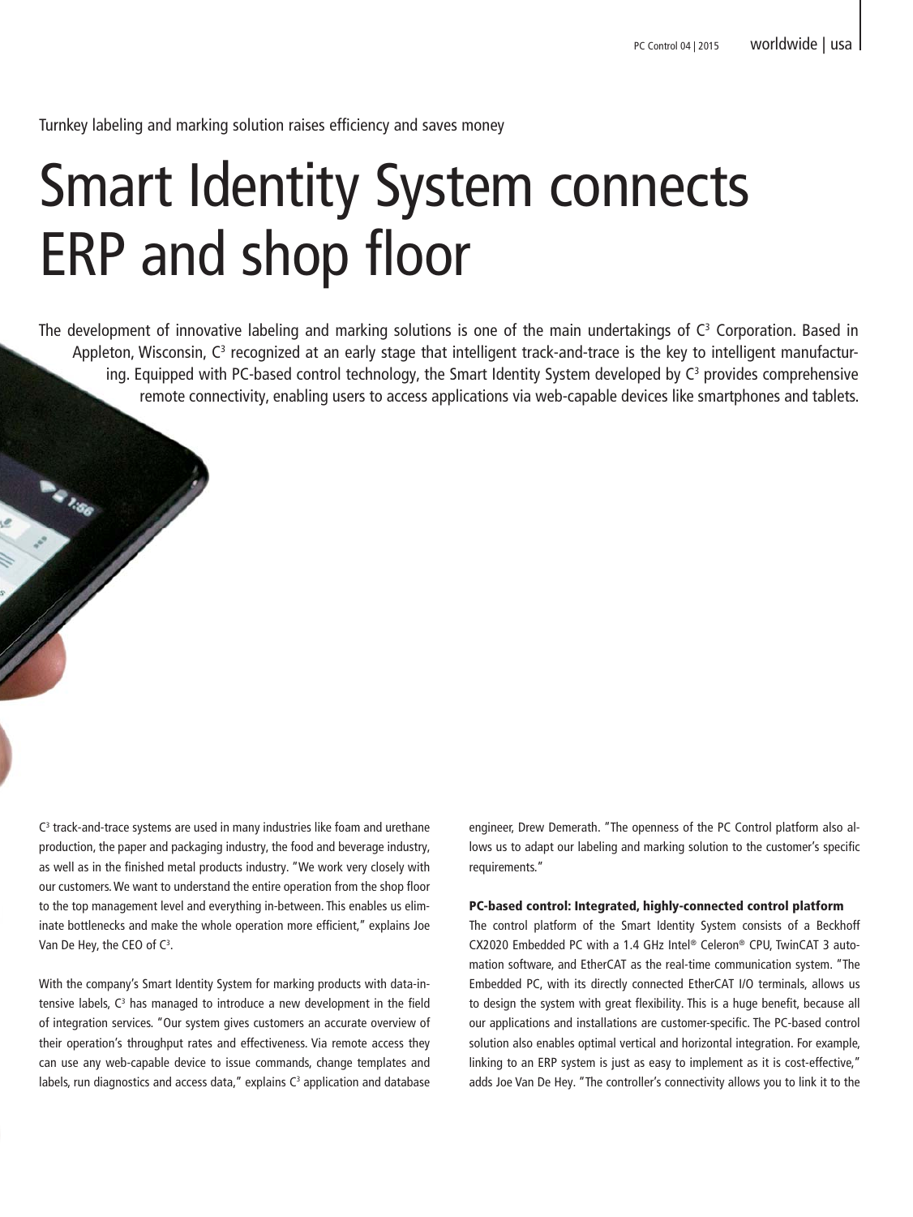Turnkey labeling and marking solution raises efficiency and saves money

# Smart Identity System connects ERP and shop floor

The development of innovative labeling and marking solutions is one of the main undertakings of C³ Corporation. Based in Appleton, Wisconsin, C³ recognized at an early stage that intelligent track-and-trace is the key to intelligent manufacturing. Equipped with PC-based control technology, the Smart Identity System developed by C³ provides comprehensive remote connectivity, enabling users to access applications via web-capable devices like smartphones and tablets.

C³ track-and-trace systems are used in many industries like foam and urethane production, the paper and packaging industry, the food and beverage industry, as well as in the finished metal products industry. "We work very closely with our customers. We want to understand the entire operation from the shop floor to the top management level and everything in-between. This enables us eliminate bottlenecks and make the whole operation more efficient," explains Joe Van De Hey, the CEO of C³.

With the company's Smart Identity System for marking products with data-intensive labels, C³ has managed to introduce a new development in the field of integration services. "Our system gives customers an accurate overview of their operation's throughput rates and effectiveness. Via remote access they can use any web-capable device to issue commands, change templates and labels, run diagnostics and access data," explains C³ application and database engineer, Drew Demerath. "The openness of the PC Control platform also allows us to adapt our labeling and marking solution to the customer's specific requirements."

### PC-based control: Integrated, highly-connected control platform

The control platform of the Smart Identity System consists of a Beckhoff CX2020 Embedded PC with a 1.4 GHz Intel® Celeron® CPU, TwinCAT 3 automation software, and EtherCAT as the real-time communication system. "The Embedded PC, with its directly connected EtherCAT I/O terminals, allows us to design the system with great flexibility. This is a huge benefit, because all our applications and installations are customer-specific. The PC-based control solution also enables optimal vertical and horizontal integration. For example, linking to an ERP system is just as easy to implement as it is cost-effective," adds Joe Van De Hey. "The controller's connectivity allows you to link it to the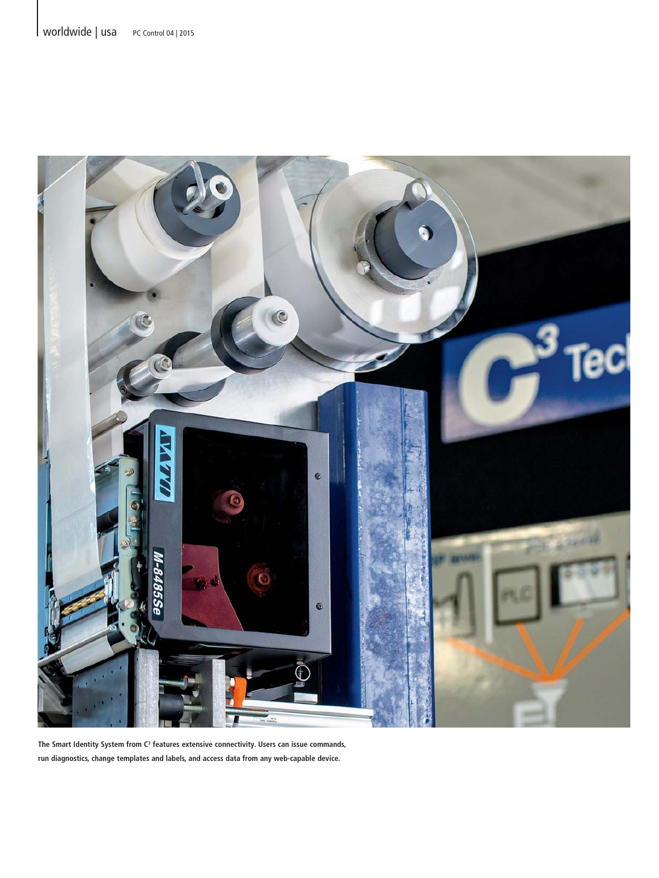The Smart Identity System from C³ features extensive connectivity. Users can issue commands, run diagnostics, change templates and labels, and access data from any web-capable device.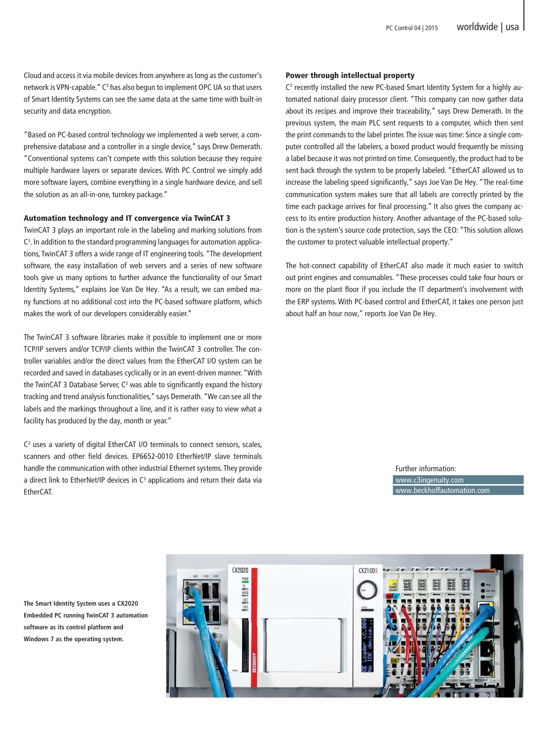Cloud and access it via mobile devices from anywhere as long as the customer's network is VPN-capable." C³ has also begun to implement OPC UA so that users of Smart Identity Systems can see the same data at the same time with built-in security and data encryption.

"Based on PC-based control technology we implemented a web server, a comprehensive database and a controller in a single device," says Drew Demerath. "Conventional systems can't compete with this solution because they require multiple hardware layers or separate devices. With PC Control we simply add more software layers, combine everything in a single hardware device, and sell the solution as an all-in-one, turnkey package."

**Automation technology and IT convergence via TwinCAT 3**

TwinCAT 3 plays an important role in the labeling and marking solutions from C³. In addition to the standard programming languages for automation applications, TwinCAT 3 offers a wide range of IT engineering tools. "The development software, the easy installation of web servers and a series of new software tools give us many options to further advance the functionality of our Smart Identity Systems," explains Joe Van De Hey. "As a result, we can embed many functions at no additional cost into the PC-based software platform, which makes the work of our developers considerably easier."

The TwinCAT 3 software libraries make it possible to implement one or more TCP/IP servers and/or TCP/IP clients within the TwinCAT 3 controller. The controller variables and/or the direct values from the EtherCAT I/O system can be recorded and saved in databases cyclically or in an event-driven manner. "With the TwinCAT 3 Database Server, C³ was able to significantly expand the history tracking and trend analysis functionalities," says Demerath. "We can see all the labels and the markings throughout a line, and it is rather easy to view what a facility has produced by the day, month or year."

C³ uses a variety of digital EtherCAT I/O terminals to connect sensors, scales, scanners and other field devices. EP6652-0010 EtherNet/IP slave terminals handle the communication with other industrial Ethernet systems. They provide a direct link to EtherNet/IP devices in C³ applications and return their data via EtherCAT.

**Power through intellectual property**

C³ recently installed the new PC-based Smart Identity System for a highly automated national dairy processor client. "This company can now gather data about its recipes and improve their traceability," says Drew Demerath. In the previous system, the main PLC sent requests to a computer, which then sent the print commands to the label printer. The issue was time: Since a single computer controlled all the labelers, a boxed product would frequently be missing a label because it was not printed on time. Consequently, the product had to be sent back through the system to be properly labeled. "EtherCAT allowed us to increase the labeling speed significantly," says Joe Van De Hey. "The real-time communication system makes sure that all labels are correctly printed by the time each package arrives for final processing." It also gives the company access to its entire production history. Another advantage of the PC-based solution is the system's source code protection, says the CEO: "This solution allows the customer to protect valuable intellectual property."

The hot-connect capability of EtherCAT also made it much easier to switch out print engines and consumables. "These processes could take four hours or more on the plant floor if you include the IT department's involvement with the ERP systems. With PC-based control and EtherCAT, it takes one person just about half an hour now," reports Joe Van De Hey.

Further information:
www.c3ingenuity.com
www.beckhoffautomation.com

**The Smart Identity System uses a CX2020 Embedded PC running TwinCAT 3 automation software as its control platform and Windows 7 as the operating system.**